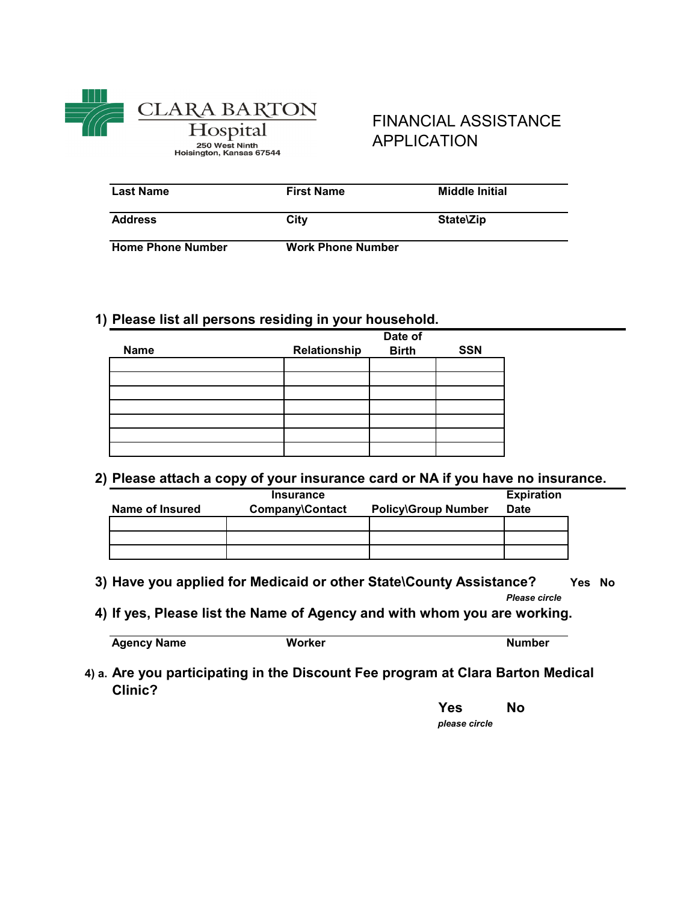**CLARA BARTON Hospital**
250 West Ninth
Hoisington, Kansas 67544

# FINANCIAL ASSISTANCE APPLICATION

| Last Name | First Name | Middle Initial |
| --- | --- | --- |
| **Address** | **City** | **State\Zip** |
| **Home Phone Number** | **Work Phone Number** | |

## 1) Please list all persons residing in your household.

| Name | Relationship | Date of Birth | SSN |
| --- | --- | --- | --- |
| | | | |
| | | | |
| | | | |
| | | | |
| | | | |
| | | | |
| | | | |

## 2) Please attach a copy of your insurance card or NA if you have no insurance.

| Name of Insured | Insurance Company\Contact | Policy\Group Number | Expiration Date |
| --- | --- | --- | --- |
| | | | |
| | | | |
| | | | |

## 3) Have you applied for Medicaid or other State\County Assistance?

**Yes No**
*Please circle*

## 4) If yes, Please list the Name of Agency and with whom you are working.

| Agency Name | Worker | Number |
| --- | --- | --- |

## 4) a. Are you participating in the Discount Fee program at Clara Barton Medical Clinic?

**Yes No**
*please circle*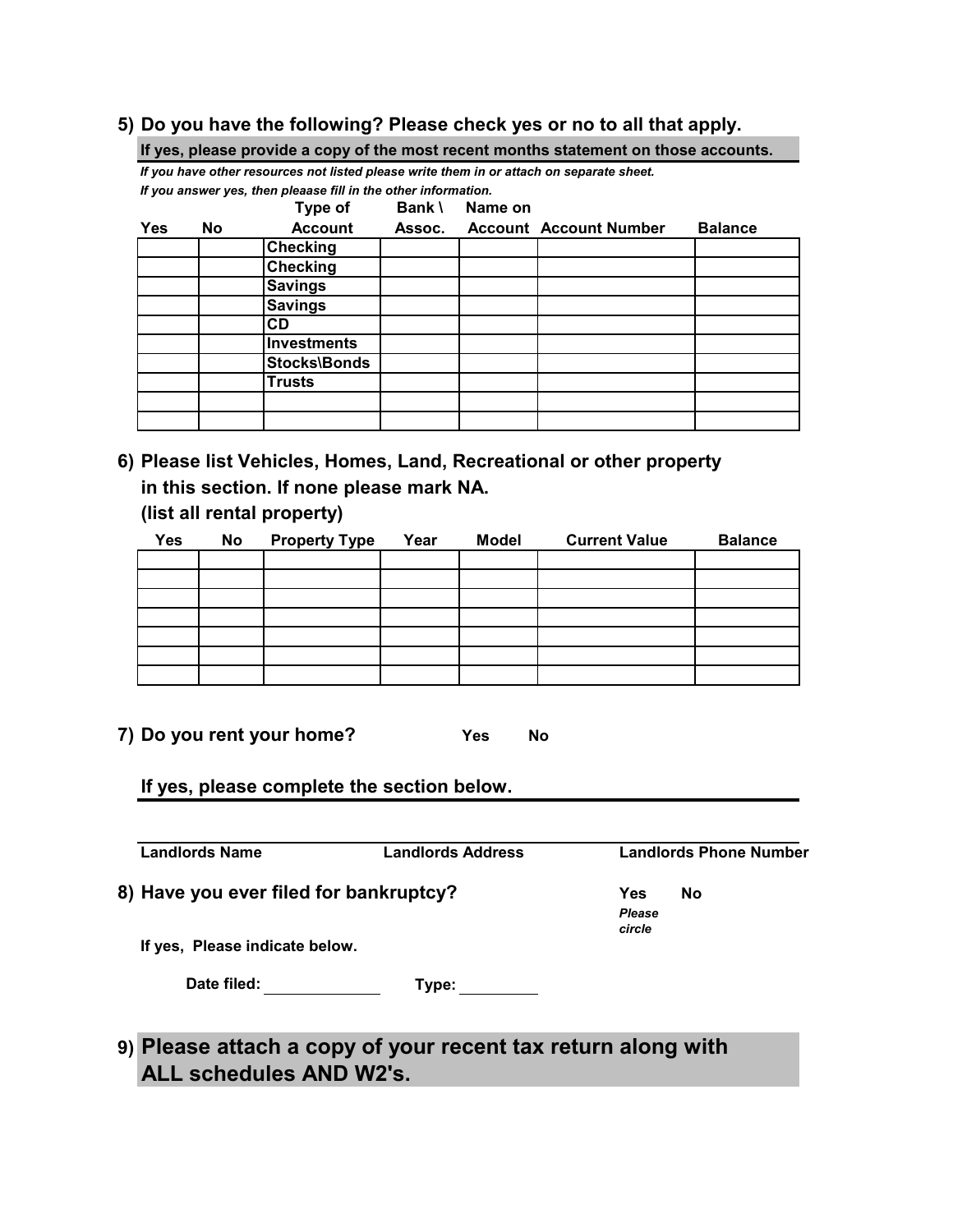## 5) Do you have the following? Please check yes or no to all that apply.

**If yes, please provide a copy of the most recent months statement on those accounts.**

***If you have other resources not listed please write them in or attach on separate sheet.***

***If you answer yes, then pleaase fill in the other information.***

| Yes | No | Type of Account | Bank \ Assoc. | Name on Account | Account Number | Balance |
|---|---|---|---|---|---|---|
| | | Checking | | | | |
| | | Checking | | | | |
| | | Savings | | | | |
| | | Savings | | | | |
| | | CD | | | | |
| | | Investments | | | | |
| | | Stocks\Bonds | | | | |
| | | Trusts | | | | |
| | | | | | | |
| | | | | | | |

## 6) Please list Vehicles, Homes, Land, Recreational or other property in this section. If none please mark NA. (list all rental property)

| Yes | No | Property Type | Year | Model | Current Value | Balance |
|---|---|---|---|---|---|---|
| | | | | | | |
| | | | | | | |
| | | | | | | |
| | | | | | | |
| | | | | | | |
| | | | | | | |
| | | | | | | |

## 7) Do you rent your home? **Yes** **No**

**If yes, please complete the section below.**

**Landlords Name** **Landlords Address** **Landlords Phone Number**

## 8) Have you ever filed for bankruptcy? **Yes** **No**

***Please circle***

**If yes, Please indicate below.**

**Date filed:** ______________ **Type:** __________

## 9) Please attach a copy of your recent tax return along with ALL schedules AND W2's.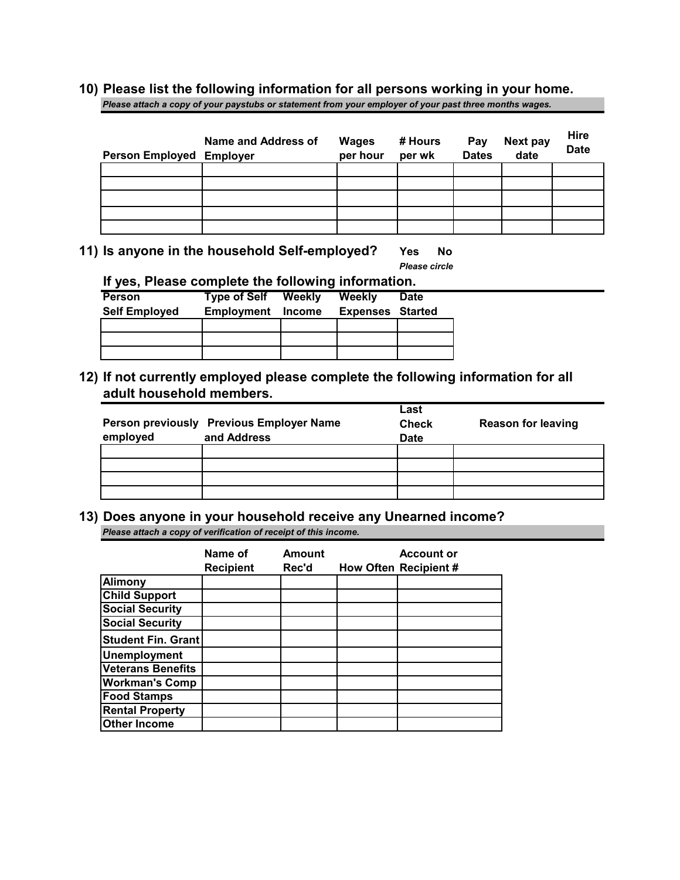## 10) Please list the following information for all persons working in your home.

*Please attach a copy of your paystubs or statement from your employer of your past three months wages.*

| Person Employed | Name and Address of Employer | Wages per hour | # Hours per wk | Pay Dates | Next pay date | Hire Date |
|---|---|---|---|---|---|---|
| | | | | | | |
| | | | | | | |
| | | | | | | |
| | | | | | | |
| | | | | | | |

## 11) Is anyone in the household Self-employed? Yes No

*Please circle*

### If yes, Please complete the following information.

| Person Self Employed | Type of Self Employment | Weekly Income | Weekly Expenses | Date Started |
|---|---|---|---|---|
| | | | | |
| | | | | |
| | | | | |

## 12) If not currently employed please complete the following information for all adult household members.

| Person previously employed | Previous Employer Name and Address | Last Check Date | Reason for leaving |
|---|---|---|---|
| | | | |
| | | | |
| | | | |
| | | | |

## 13) Does anyone in your household receive any Unearned income?

*Please attach a copy of verification of receipt of this income.*

| | Name of Recipient | Amount Rec'd | How Often | Account or Recipient # |
|---|---|---|---|---|
| **Alimony** | | | | |
| **Child Support** | | | | |
| **Social Security** | | | | |
| **Social Security** | | | | |
| **Student Fin. Grant** | | | | |
| **Unemployment** | | | | |
| **Veterans Benefits** | | | | |
| **Workman's Comp** | | | | |
| **Food Stamps** | | | | |
| **Rental Property** | | | | |
| **Other Income** | | | | |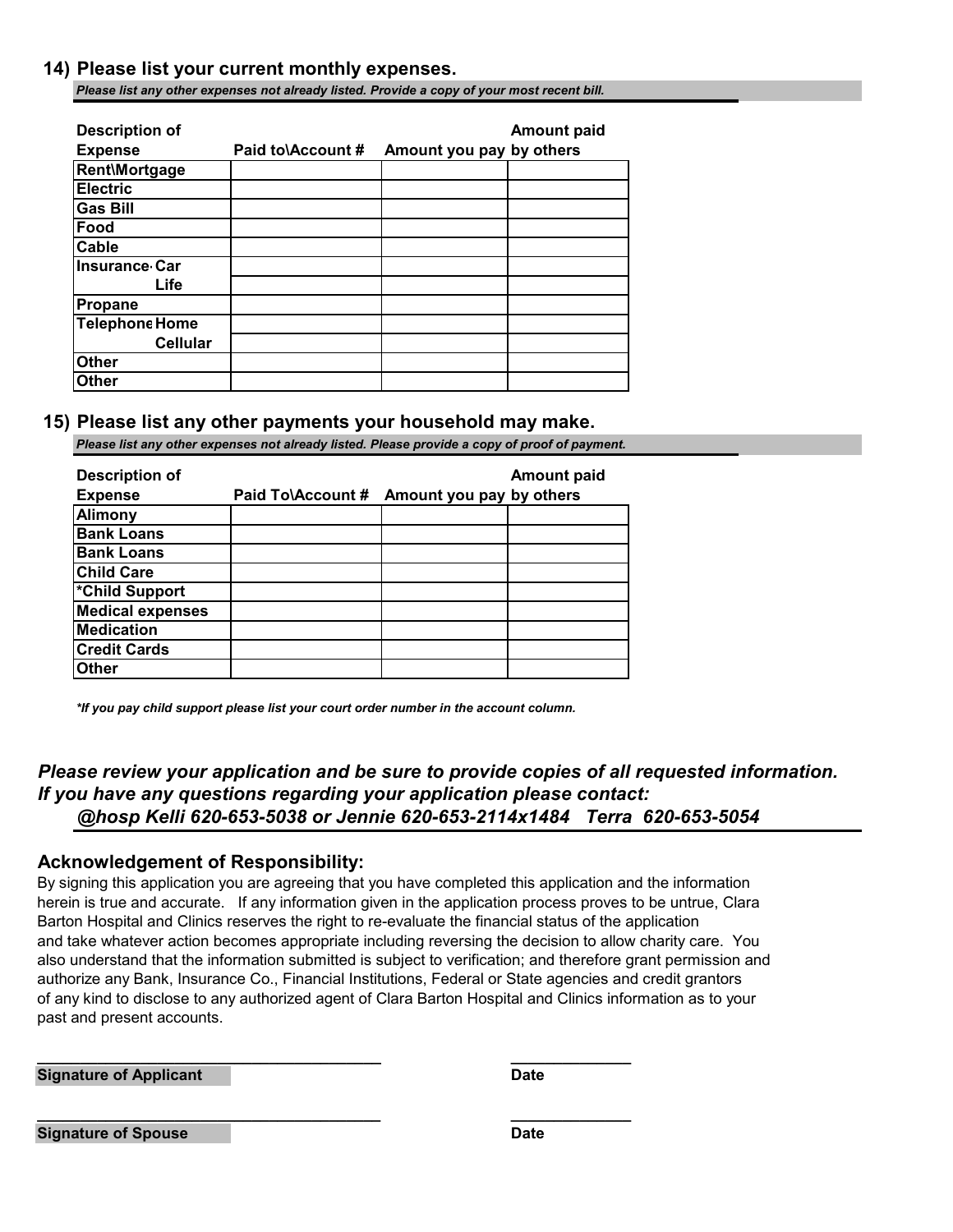## 14) Please list your current monthly expenses.

***Please list any other expenses not already listed. Provide a copy of your most recent bill.***

| Description of Expense | Paid to\Account # | Amount you pay | Amount paid by others |
|---|---|---|---|
| Rent\Mortgage | | | |
| Electric | | | |
| Gas Bill | | | |
| Food | | | |
| Cable | | | |
| Insurance· Car | | | |
| Life | | | |
| Propane | | | |
| Telephone Home | | | |
| Cellular | | | |
| Other | | | |
| Other | | | |

## 15) Please list any other payments your household may make.

***Please list any other expenses not already listed. Please provide a copy of proof of payment.***

| Description of Expense | Paid To\Account # | Amount you pay | Amount paid by others |
|---|---|---|---|
| Alimony | | | |
| Bank Loans | | | |
| Bank Loans | | | |
| Child Care | | | |
| *Child Support | | | |
| Medical expenses | | | |
| Medication | | | |
| Credit Cards | | | |
| Other | | | |

***If you pay child support please list your court order number in the account column.***

***Please review your application and be sure to provide copies of all requested information.***
***If you have any questions regarding your application please contact:***
***@hosp Kelli 620-653-5038 or Jennie 620-653-2114x1484 Terra 620-653-5054***

### Acknowledgement of Responsibility:

By signing this application you are agreeing that you have completed this application and the information herein is true and accurate. If any information given in the application process proves to be untrue, Clara Barton Hospital and Clinics reserves the right to re-evaluate the financial status of the application and take whatever action becomes appropriate including reversing the decision to allow charity care. You also understand that the information submitted is subject to verification; and therefore grant permission and authorize any Bank, Insurance Co., Financial Institutions, Federal or State agencies and credit grantors of any kind to disclose to any authorized agent of Clara Barton Hospital and Clinics information as to your past and present accounts.

______________________________________ ______________

**Signature of Applicant** **Date**

______________________________________ ______________

**Signature of Spouse** **Date**